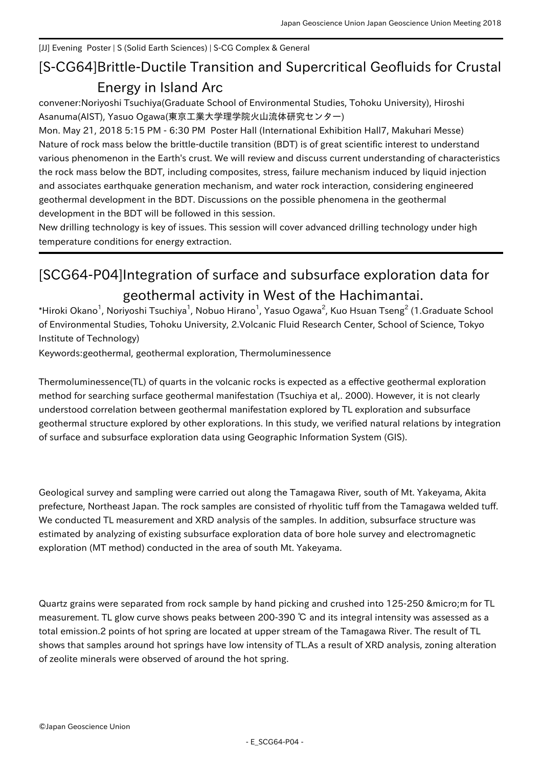[JJ] Evening Poster | S (Solid Earth Sciences) | S-CG Complex & General

# [S-CG64]Brittle-Ductile Transition and Supercritical Geofluids for Crustal Energy in Island Arc

convener:Noriyoshi Tsuchiya(Graduate School of Environmental Studies, Tohoku University), Hiroshi Asanuma(AIST), Yasuo Ogawa(東京工業大学理学院火山流体研究センター)

Mon. May 21, 2018 5:15 PM - 6:30 PM Poster Hall (International Exhibition Hall7, Makuhari Messe)

Nature of rock mass below the brittle-ductile transition (BDT) is of great scientific interest to understand various phenomenon in the Earth's crust. We will review and discuss current understanding of characteristics the rock mass below the BDT, including composites, stress, failure mechanism induced by liquid injection and associates earthquake generation mechanism, and water rock interaction, considering engineered geothermal development in the BDT. Discussions on the possible phenomena in the geothermal development in the BDT will be followed in this session.

New drilling technology is key of issues. This session will cover advanced drilling technology under high temperature conditions for energy extraction.

## [SCG64-P04]Integration of surface and subsurface exploration data for geothermal activity in West of the Hachimantai.

*Hiroki Okano[1], Noriyoshi Tsuchiya[1], Nobuo Hirano[1], Yasuo Ogawa[2], Kuo Hsuan Tseng[2] (1.Graduate School of Environmental Studies, Tohoku University, 2.Volcanic Fluid Research Center, School of Science, Tokyo Institute of Technology)

Keywords:geothermal, geothermal exploration, Thermoluminessence

Thermoluminessence(TL) of quarts in the volcanic rocks is expected as a effective geothermal exploration method for searching surface geothermal manifestation (Tsuchiya et al,. 2000). However, it is not clearly understood correlation between geothermal manifestation explored by TL exploration and subsurface geothermal structure explored by other explorations. In this study, we verified natural relations by integration of surface and subsurface exploration data using Geographic Information System (GIS).

Geological survey and sampling were carried out along the Tamagawa River, south of Mt. Yakeyama, Akita prefecture, Northeast Japan. The rock samples are consisted of rhyolitic tuff from the Tamagawa welded tuff. We conducted TL measurement and XRD analysis of the samples. In addition, subsurface structure was estimated by analyzing of existing subsurface exploration data of bore hole survey and electromagnetic exploration (MT method) conducted in the area of south Mt. Yakeyama.

Quartz grains were separated from rock sample by hand picking and crushed into 125-250 &micro;m for TL measurement. TL glow curve shows peaks between 200-390 ℃ and its integral intensity was assessed as a total emission.2 points of hot spring are located at upper stream of the Tamagawa River. The result of TL shows that samples around hot springs have low intensity of TL.As a result of XRD analysis, zoning alteration of zeolite minerals were observed of around the hot spring.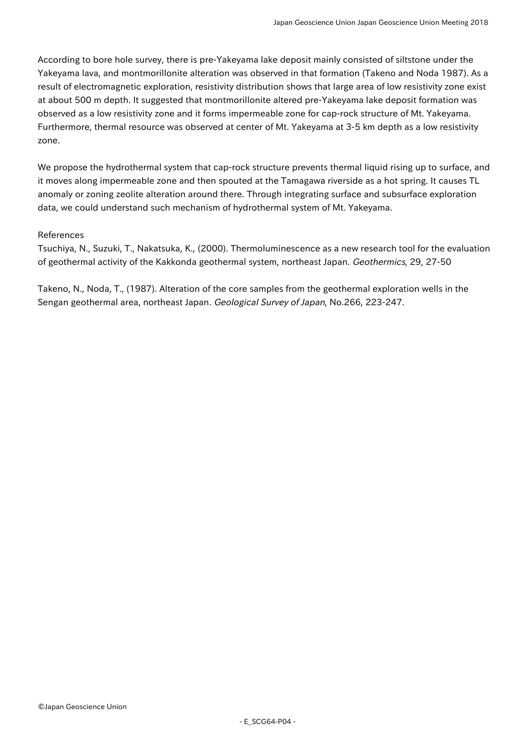According to bore hole survey, there is pre-Yakeyama lake deposit mainly consisted of siltstone under the Yakeyama lava, and montmorillonite alteration was observed in that formation (Takeno and Noda 1987). As a result of electromagnetic exploration, resistivity distribution shows that large area of low resistivity zone exist at about 500 m depth. It suggested that montmorillonite altered pre-Yakeyama lake deposit formation was observed as a low resistivity zone and it forms impermeable zone for cap-rock structure of Mt. Yakeyama. Furthermore, thermal resource was observed at center of Mt. Yakeyama at 3-5 km depth as a low resistivity zone.

We propose the hydrothermal system that cap-rock structure prevents thermal liquid rising up to surface, and it moves along impermeable zone and then spouted at the Tamagawa riverside as a hot spring. It causes TL anomaly or zoning zeolite alteration around there. Through integrating surface and subsurface exploration data, we could understand such mechanism of hydrothermal system of Mt. Yakeyama.

References

Tsuchiya, N., Suzuki, T., Nakatsuka, K., (2000). Thermoluminescence as a new research tool for the evaluation of geothermal activity of the Kakkonda geothermal system, northeast Japan. *Geothermics*, 29, 27-50

Takeno, N., Noda, T., (1987). Alteration of the core samples from the geothermal exploration wells in the Sengan geothermal area, northeast Japan. *Geological Survey of Japan*, No.266, 223-247.